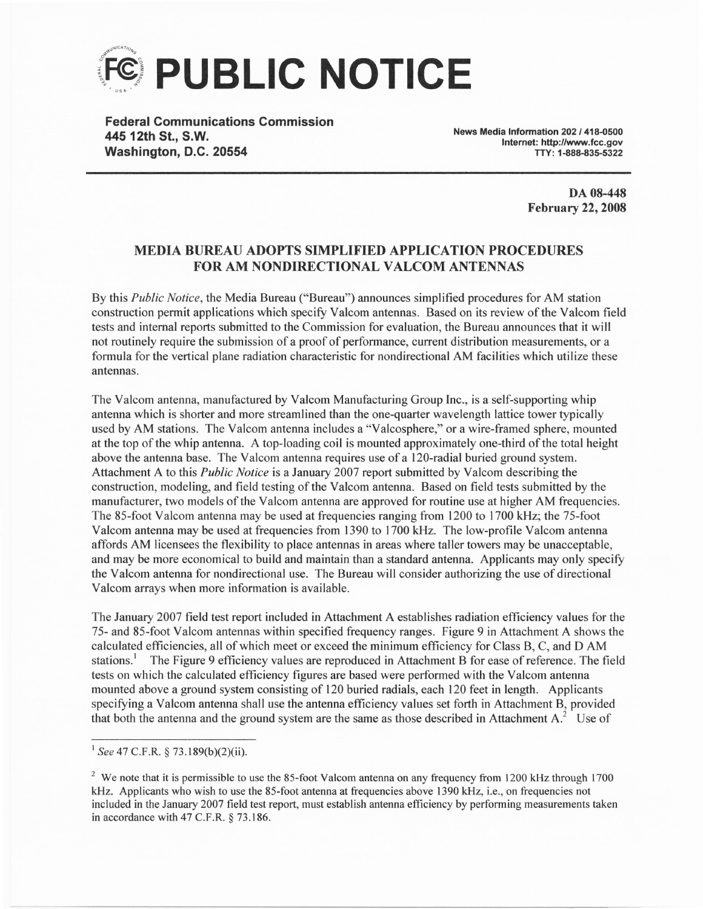# PUBLIC NOTICE

**Federal Communications Commission**
**445 12th St., S.W.**
**Washington, D.C. 20554**

News Media Information 202 / 418-0500
Internet: http://www.fcc.gov
TTY: 1-888-835-5322

**DA 08-448**
**February 22, 2008**

## MEDIA BUREAU ADOPTS SIMPLIFIED APPLICATION PROCEDURES FOR AM NONDIRECTIONAL VALCOM ANTENNAS

By this *Public Notice*, the Media Bureau ("Bureau") announces simplified procedures for AM station construction permit applications which specify Valcom antennas. Based on its review of the Valcom field tests and internal reports submitted to the Commission for evaluation, the Bureau announces that it will not routinely require the submission of a proof of performance, current distribution measurements, or a formula for the vertical plane radiation characteristic for nondirectional AM facilities which utilize these antennas.

The Valcom antenna, manufactured by Valcom Manufacturing Group Inc., is a self-supporting whip antenna which is shorter and more streamlined than the one-quarter wavelength lattice tower typically used by AM stations. The Valcom antenna includes a "Valcosphere," or a wire-framed sphere, mounted at the top of the whip antenna. A top-loading coil is mounted approximately one-third of the total height above the antenna base. The Valcom antenna requires use of a 120-radial buried ground system. Attachment A to this *Public Notice* is a January 2007 report submitted by Valcom describing the construction, modeling, and field testing of the Valcom antenna. Based on field tests submitted by the manufacturer, two models of the Valcom antenna are approved for routine use at higher AM frequencies. The 85-foot Valcom antenna may be used at frequencies ranging from 1200 to 1700 kHz; the 75-foot Valcom antenna may be used at frequencies from 1390 to 1700 kHz. The low-profile Valcom antenna affords AM licensees the flexibility to place antennas in areas where taller towers may be unacceptable, and may be more economical to build and maintain than a standard antenna. Applicants may only specify the Valcom antenna for nondirectional use. The Bureau will consider authorizing the use of directional Valcom arrays when more information is available.

The January 2007 field test report included in Attachment A establishes radiation efficiency values for the 75- and 85-foot Valcom antennas within specified frequency ranges. Figure 9 in Attachment A shows the calculated efficiencies, all of which meet or exceed the minimum efficiency for Class B, C, and D AM stations.[1] The Figure 9 efficiency values are reproduced in Attachment B for ease of reference. The field tests on which the calculated efficiency figures are based were performed with the Valcom antenna mounted above a ground system consisting of 120 buried radials, each 120 feet in length. Applicants specifying a Valcom antenna shall use the antenna efficiency values set forth in Attachment B, provided that both the antenna and the ground system are the same as those described in Attachment A.[2] Use of

---

[1] *See* 47 C.F.R. § 73.189(b)(2)(ii).

[2] We note that it is permissible to use the 85-foot Valcom antenna on any frequency from 1200 kHz through 1700 kHz. Applicants who wish to use the 85-foot antenna at frequencies above 1390 kHz, i.e., on frequencies not included in the January 2007 field test report, must establish antenna efficiency by performing measurements taken in accordance with 47 C.F.R. § 73.186.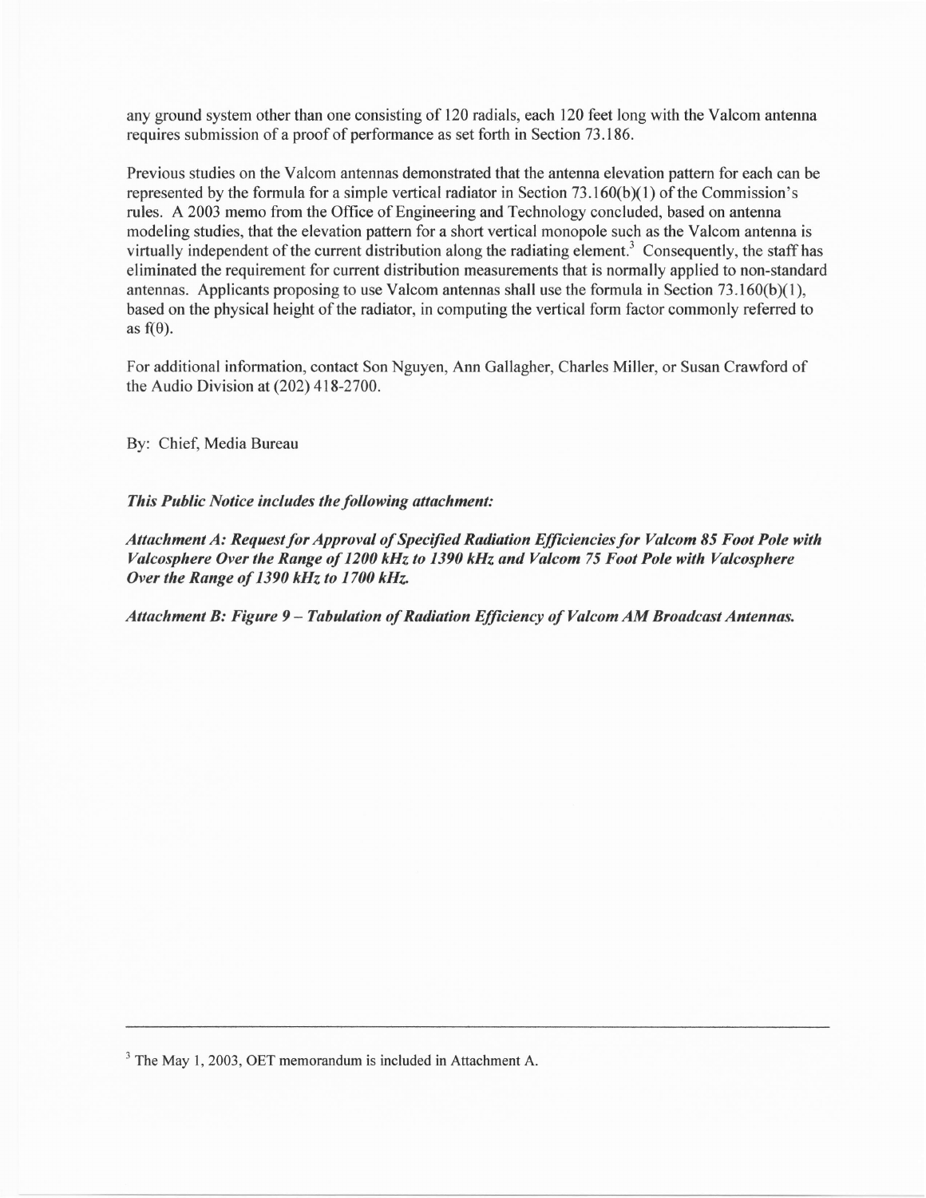any ground system other than one consisting of 120 radials, each 120 feet long with the Valcom antenna requires submission of a proof of performance as set forth in Section 73.186.

Previous studies on the Valcom antennas demonstrated that the antenna elevation pattern for each can be represented by the formula for a simple vertical radiator in Section 73.160(b)(1) of the Commission's rules. A 2003 memo from the Office of Engineering and Technology concluded, based on antenna modeling studies, that the elevation pattern for a short vertical monopole such as the Valcom antenna is virtually independent of the current distribution along the radiating element.[3] Consequently, the staff has eliminated the requirement for current distribution measurements that is normally applied to non-standard antennas. Applicants proposing to use Valcom antennas shall use the formula in Section 73.160(b)(1), based on the physical height of the radiator, in computing the vertical form factor commonly referred to as $f(\theta)$.

For additional information, contact Son Nguyen, Ann Gallagher, Charles Miller, or Susan Crawford of the Audio Division at (202) 418-2700.

By: Chief, Media Bureau

***This Public Notice includes the following attachment:***

***Attachment A: Request for Approval of Specified Radiation Efficiencies for Valcom 85 Foot Pole with Valcosphere Over the Range of 1200 kHz to 1390 kHz and Valcom 75 Foot Pole with Valcosphere Over the Range of 1390 kHz to 1700 kHz.***

***Attachment B: Figure 9 – Tabulation of Radiation Efficiency of Valcom AM Broadcast Antennas.***

---

[3] The May 1, 2003, OET memorandum is included in Attachment A.